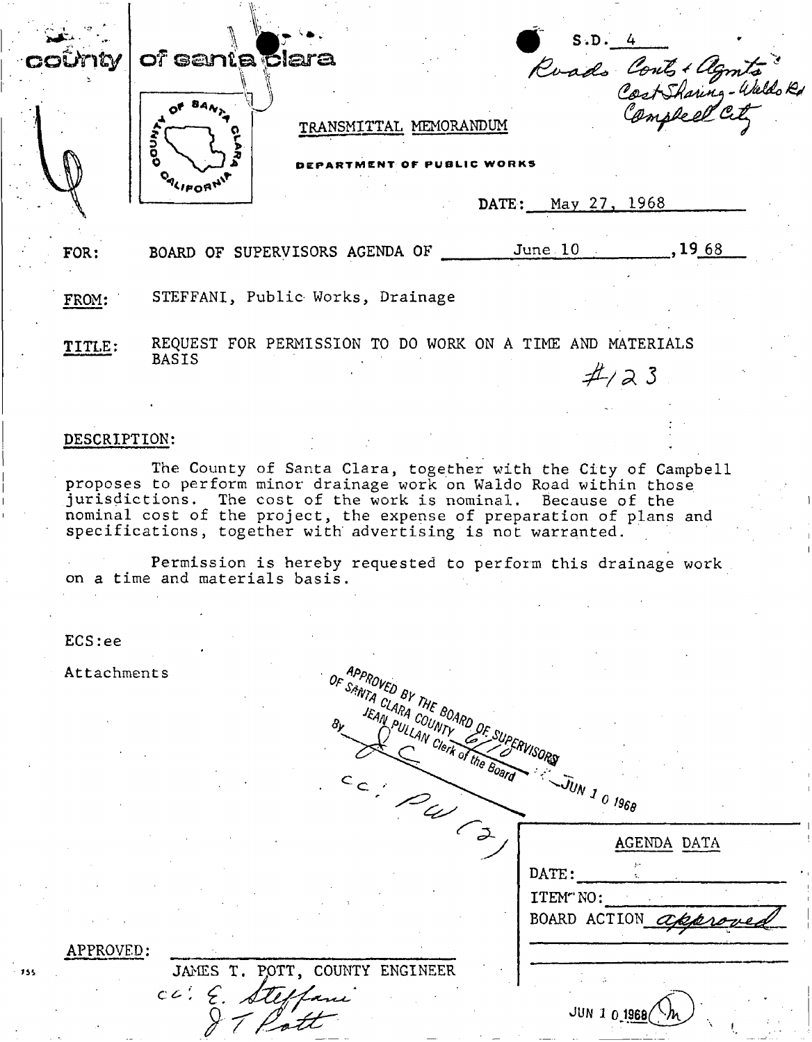county of santa clara

S.D. 4

Roads Conts + Agmts
Cost Sharing - Waldo Rd
Campbell City

TRANSMITTAL MEMORANDUM

DEPARTMENT OF PUBLIC WORKS

DATE: May 27, 1968

FOR: BOARD OF SUPERVISORS AGENDA OF June 10, 1968

FROM: STEFFANI, Public Works, Drainage

TITLE: REQUEST FOR PERMISSION TO DO WORK ON A TIME AND MATERIALS BASIS

#123

DESCRIPTION:

The County of Santa Clara, together with the City of Campbell proposes to perform minor drainage work on Waldo Road within those jurisdictions. The cost of the work is nominal. Because of the nominal cost of the project, the expense of preparation of plans and specifications, together with advertising is not warranted.

Permission is hereby requested to perform this drainage work on a time and materials basis.

ECS:ee

Attachments

APPROVED BY THE BOARD OF SUPERVISORS OF SANTA CLARA COUNTY 6/10
JEAN PULLAN Clerk of the Board
By ___
JUN 10 1968

cc: PW (2)

AGENDA DATA

DATE: ___

ITEM NO: ___

BOARD ACTION approved

APPROVED: ___
JAMES T. POTT, COUNTY ENGINEER

cc: E. Steffani
J T Pott

JUN 10 1968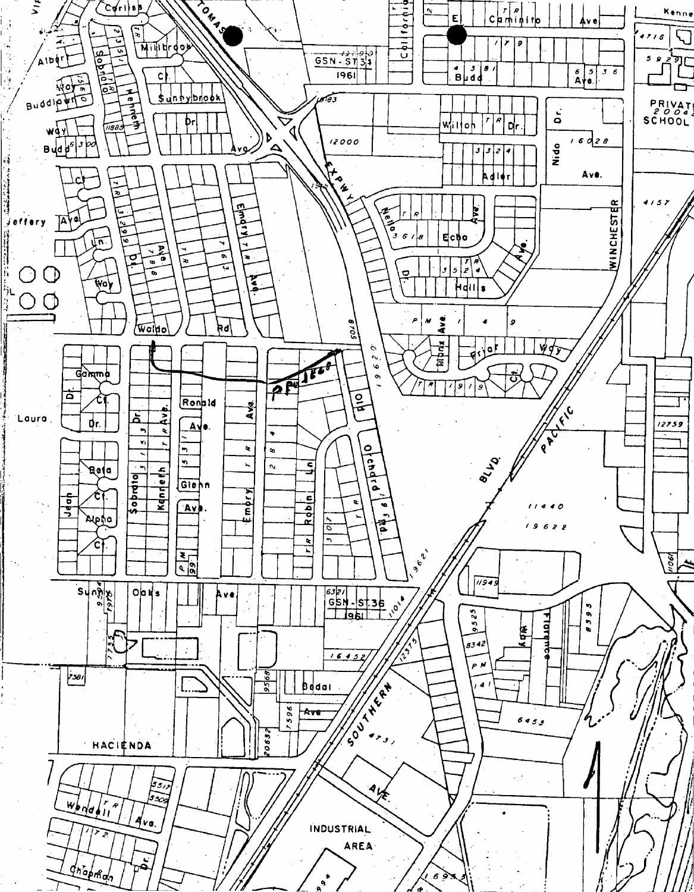Carlisle
TOMAS
California
E. Caminito Ave
Kennedy
Albert
Sobrato
Millbrook
GSN-ST 33
1961
Budd Ave.
Buddlawn Way
Kenneth
Ct.
Sunnybrook
Dr.
11885
Budd
Wilton Dr.
PRIVATE SCHOOL
12000
EXPWY
Nido Dr.
Ave.
Adler
Jeffery Ave
Ln.
Way
Emory Ave.
Nello Dr.
Echo Ave.
Ave.
WINCHESTER
4157
Hollis
Waldo Rd
Frior Way
Monk Ave.
Ct.
Gamma Ct.
Laura Dr.
Ronald Ave.
Project
Rio
Glenn Ave.
Beta Ct.
Jean Dr.
Alpha Ct.
Sobrato Dr.
Kenneth Ave.
Emory Ave.
Robin Ln.
Orchard Rd.
BLVD.
PACIFIC
12759
11440
19622
11949
Sunny Oaks Ave.
GSN-ST 36
1961
Florence
May
Bedal Ave
SOUTHERN
6453
HACIENDA
AVE.
Wendell Ave.
INDUSTRIAL AREA
Chapman Dr.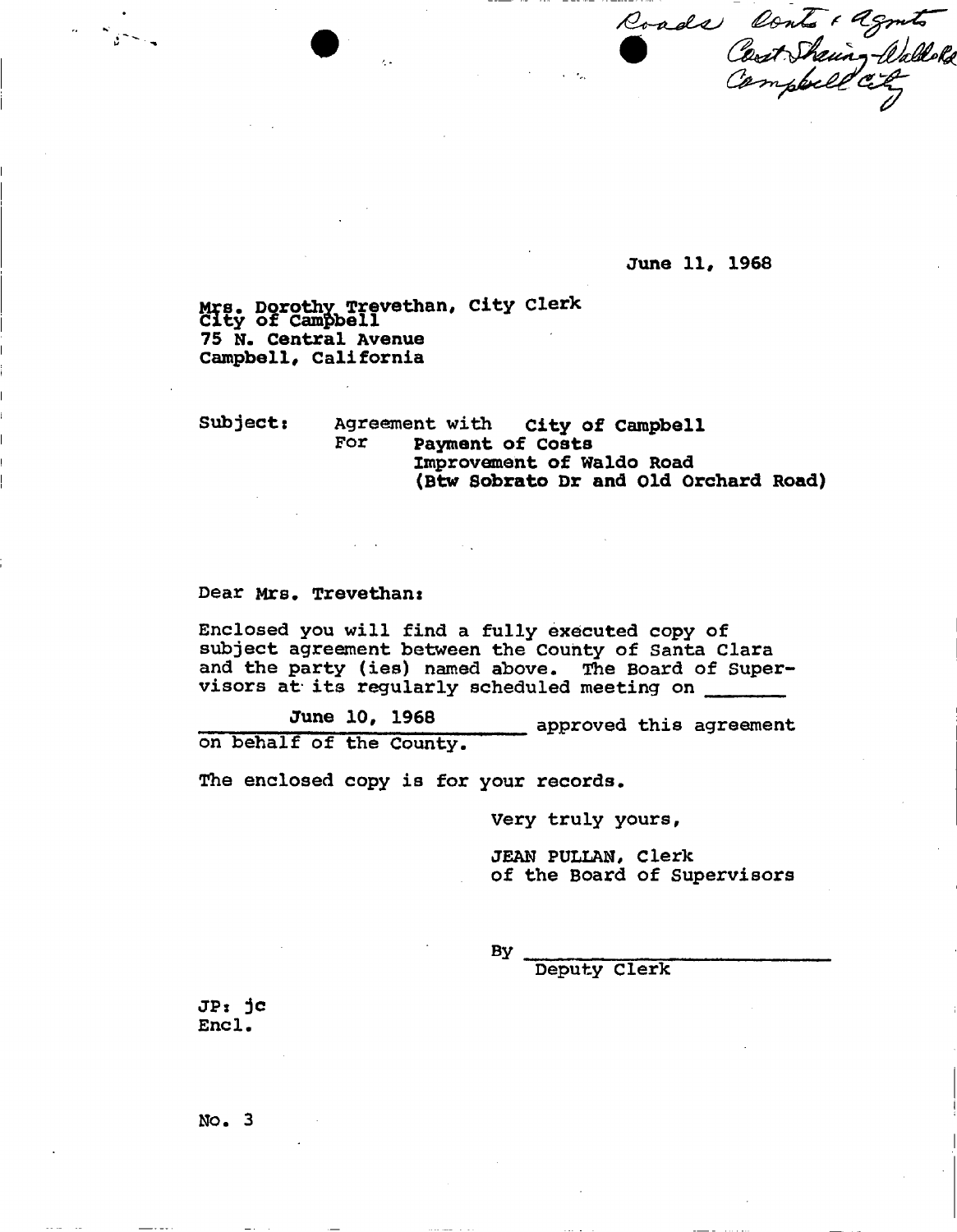Roads Conts & Agmts
Cost Sharing-Waldo Rd
Campbell City

June 11, 1968

Mrs. Dorothy Trevethan, City Clerk
City of Campbell
75 N. Central Avenue
Campbell, California

Subject: Agreement with City of Campbell
For Payment of Costs
Improvement of Waldo Road
(Btw Sobrato Dr and Old Orchard Road)

Dear Mrs. Trevethan:

Enclosed you will find a fully executed copy of subject agreement between the County of Santa Clara and the party (ies) named above. The Board of Supervisors at its regularly scheduled meeting on June 10, 1968 approved this agreement on behalf of the County.

The enclosed copy is for your records.

Very truly yours,

JEAN PULLAN, Clerk
of the Board of Supervisors

By ______________________
Deputy Clerk

JP: jc
Encl.

No. 3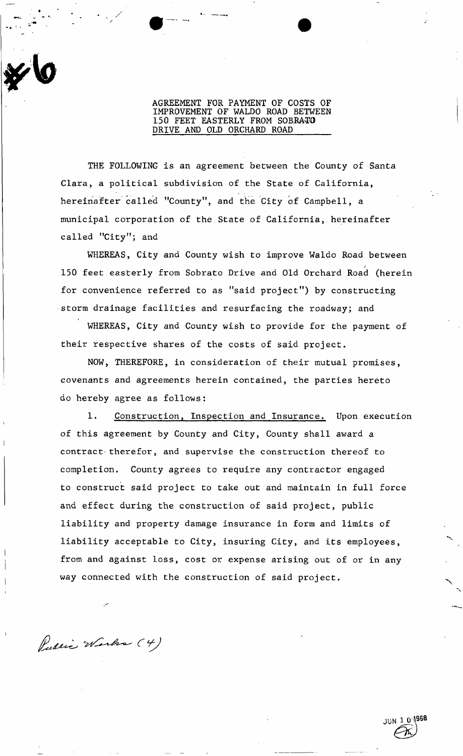#6

AGREEMENT FOR PAYMENT OF COSTS OF IMPROVEMENT OF WALDO ROAD BETWEEN 150 FEET EASTERLY FROM SOBRATO DRIVE AND OLD ORCHARD ROAD

THE FOLLOWING is an agreement between the County of Santa Clara, a political subdivision of the State of California, hereinafter called "County", and the City of Campbell, a municipal corporation of the State of California, hereinafter called "City"; and

WHEREAS, City and County wish to improve Waldo Road between 150 feet easterly from Sobrato Drive and Old Orchard Road (herein for convenience referred to as "said project") by constructing storm drainage facilities and resurfacing the roadway; and

WHEREAS, City and County wish to provide for the payment of their respective shares of the costs of said project.

NOW, THEREFORE, in consideration of their mutual promises, covenants and agreements herein contained, the parties hereto do hereby agree as follows:

1. Construction, Inspection and Insurance. Upon execution of this agreement by County and City, County shall award a contract therefor, and supervise the construction thereof to completion. County agrees to require any contractor engaged to construct said project to take out and maintain in full force and effect during the construction of said project, public liability and property damage insurance in form and limits of liability acceptable to City, insuring City, and its employees, from and against loss, cost or expense arising out of or in any way connected with the construction of said project.

Public Works (4)

JUN 10 1968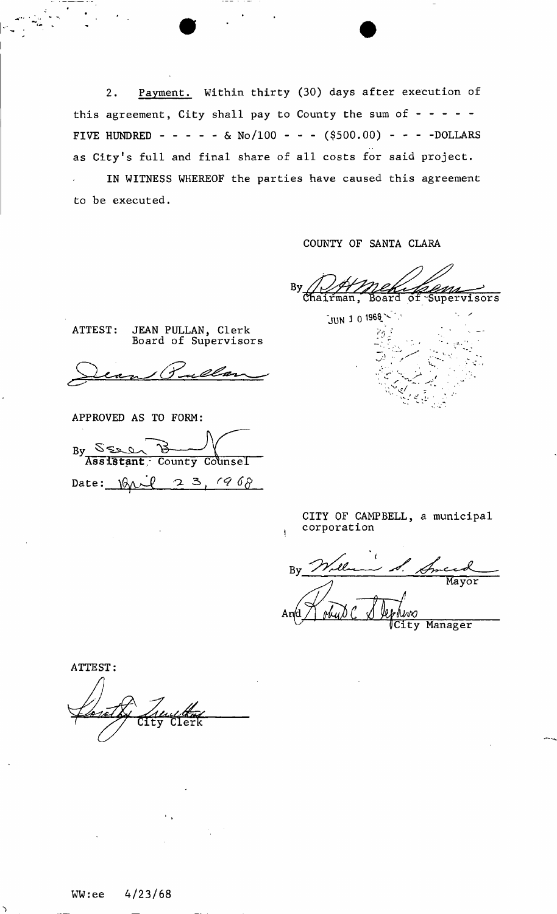2. Payment. Within thirty (30) days after execution of this agreement, City shall pay to County the sum of - - - - - FIVE HUNDRED - - - - - & No/100 - - - ($500.00) - - - -DOLLARS as City's full and final share of all costs for said project.

IN WITNESS WHEREOF the parties have caused this agreement to be executed.

COUNTY OF SANTA CLARA

By ______________________
Chairman, Board of Supervisors

JUN 10 1968

ATTEST: JEAN PULLAN, Clerk
Board of Supervisors

______________________

APPROVED AS TO FORM:

By ______________________
Assistant County Counsel

Date: April 23, 1968

CITY OF CAMPBELL, a municipal corporation

By ______________________
Mayor

And ______________________
City Manager

ATTEST:

______________________
City Clerk

WW:ee 4/23/68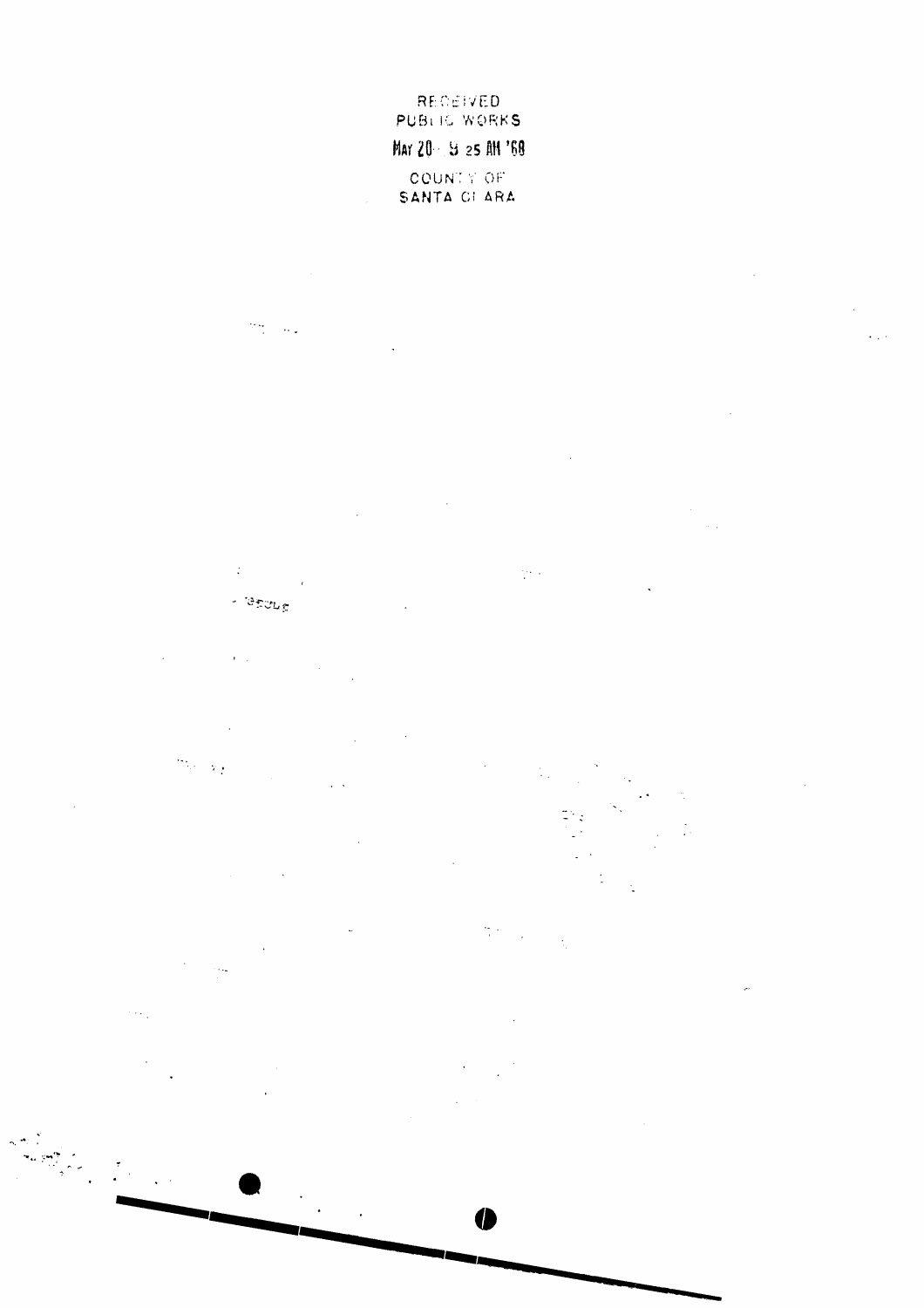RECEIVED
PUBLIC WORKS
MAY 20 9 25 AM '68
COUNTY OF
SANTA CLARA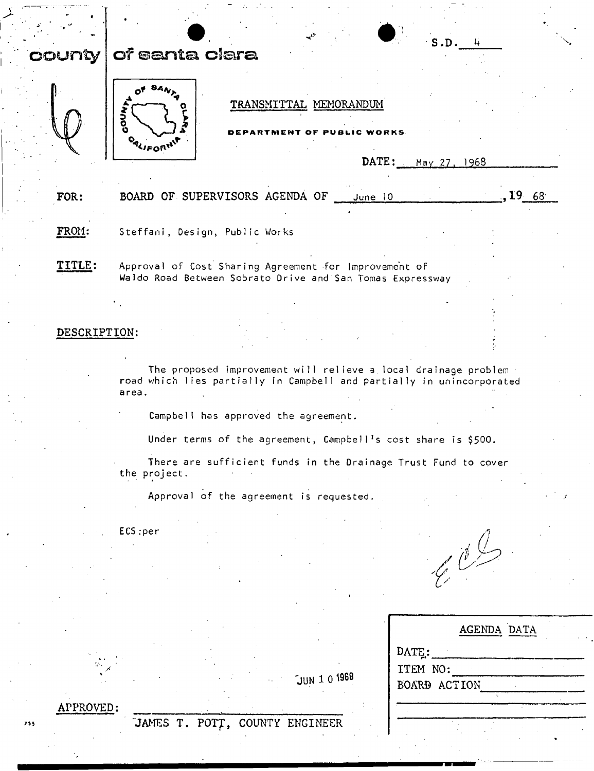S.D. 4

# county of santa clara

TRANSMITTAL MEMORANDUM

DEPARTMENT OF PUBLIC WORKS

DATE: May 27, 1968

**FOR:** BOARD OF SUPERVISORS AGENDA OF June 10, 19 68

**FROM:** Steffani, Design, Public Works

**TITLE:** Approval of Cost Sharing Agreement for Improvement of Waldo Road Between Sobrato Drive and San Tomas Expressway

**DESCRIPTION:**

The proposed improvement will relieve a local drainage problem road which lies partially in Campbell and partially in unincorporated area.

Campbell has approved the agreement.

Under terms of the agreement, Campbell's cost share is $500.

There are sufficient funds in the Drainage Trust Fund to cover the project.

Approval of the agreement is requested.

ECS:per

JUN 10 1968

APPROVED: JAMES T. POTT, COUNTY ENGINEER

AGENDA DATA

DATE:

ITEM NO:

BOARD ACTION